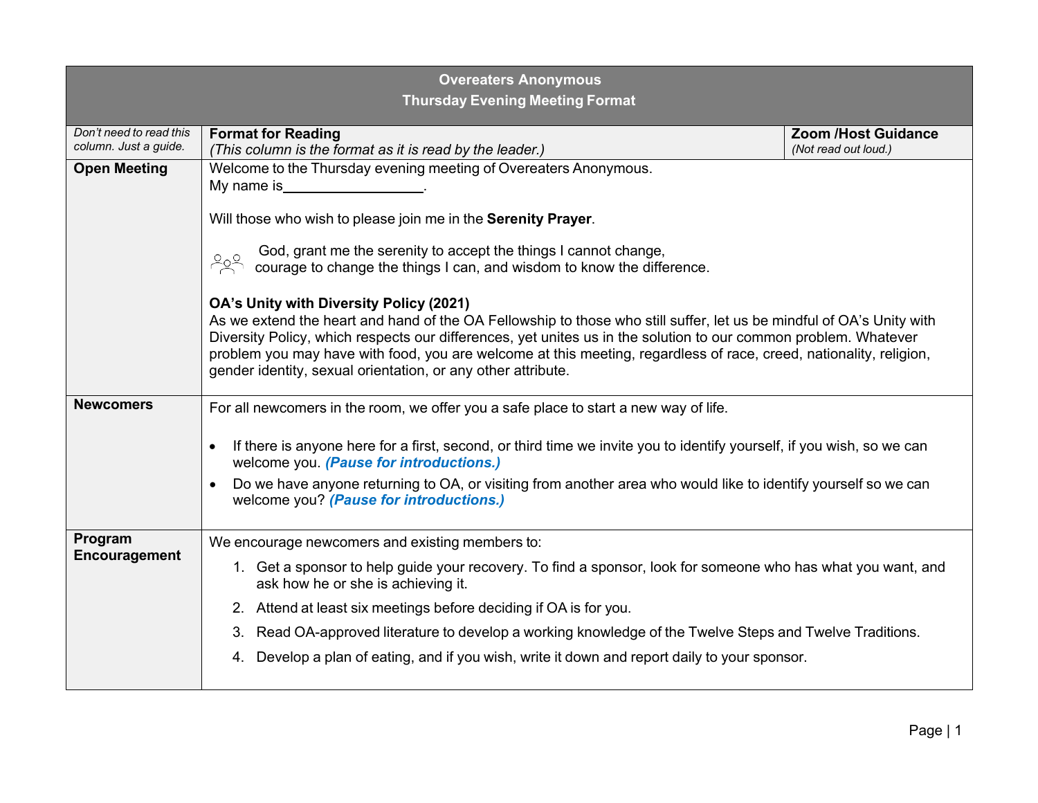| **Overeaters Anonymous**<br>**Thursday Evening Meeting Format** | | |
|---|---|---|
| *Don't need to read this column. Just a guide.* | **Format for Reading**<br>*(This column is the format as it is read by the leader.)* | **Zoom /Host Guidance**<br>*(Not read out loud.)* |
| **Open Meeting** | Welcome to the Thursday evening meeting of Overeaters Anonymous.<br>My name is__________________.<br><br>Will those who wish to please join me in the **Serenity Prayer**.<br><br>God, grant me the serenity to accept the things I cannot change, courage to change the things I can, and wisdom to know the difference.<br><br>**OA's Unity with Diversity Policy (2021)**<br>As we extend the heart and hand of the OA Fellowship to those who still suffer, let us be mindful of OA's Unity with Diversity Policy, which respects our differences, yet unites us in the solution to our common problem. Whatever problem you may have with food, you are welcome at this meeting, regardless of race, creed, nationality, religion, gender identity, sexual orientation, or any other attribute. | |
| **Newcomers** | For all newcomers in the room, we offer you a safe place to start a new way of life.<br><br>• If there is anyone here for a first, second, or third time we invite you to identify yourself, if you wish, so we can welcome you. ***(Pause for introductions.)***<br>• Do we have anyone returning to OA, or visiting from another area who would like to identify yourself so we can welcome you? ***(Pause for introductions.)*** | |
| **Program Encouragement** | We encourage newcomers and existing members to:<br>1. Get a sponsor to help guide your recovery. To find a sponsor, look for someone who has what you want, and ask how he or she is achieving it.<br>2. Attend at least six meetings before deciding if OA is for you.<br>3. Read OA-approved literature to develop a working knowledge of the Twelve Steps and Twelve Traditions.<br>4. Develop a plan of eating, and if you wish, write it down and report daily to your sponsor. | |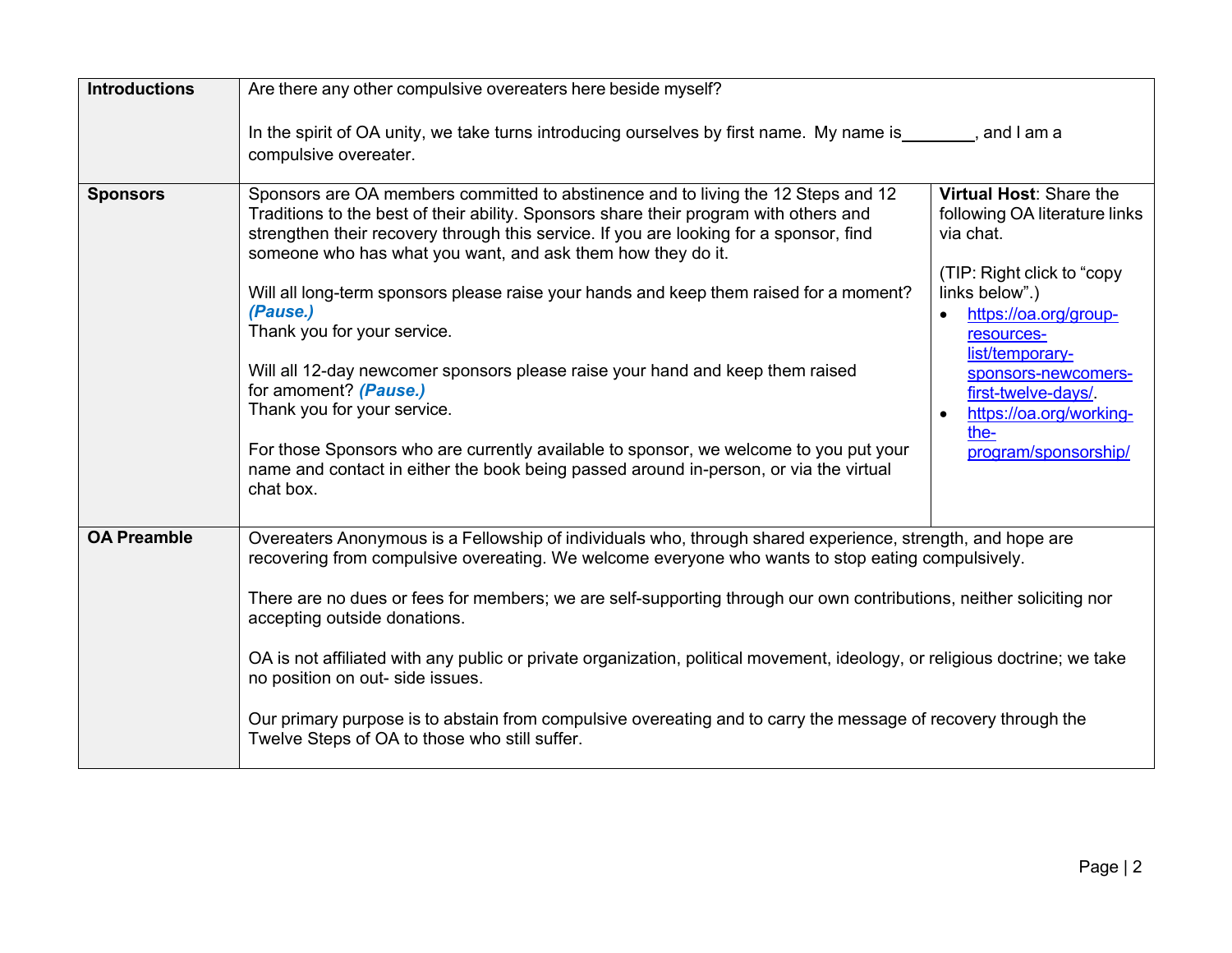| | | |
|---|---|---|
| **Introductions** | Are there any other compulsive overeaters here beside myself?<br><br>In the spirit of OA unity, we take turns introducing ourselves by first name. My name is________, and I am a compulsive overeater. | |
| **Sponsors** | Sponsors are OA members committed to abstinence and to living the 12 Steps and 12 Traditions to the best of their ability. Sponsors share their program with others and strengthen their recovery through this service. If you are looking for a sponsor, find someone who has what you want, and ask them how they do it.<br><br>Will all long-term sponsors please raise your hands and keep them raised for a moment? ***(Pause.)***<br>Thank you for your service.<br><br>Will all 12-day newcomer sponsors please raise your hand and keep them raised for amoment? ***(Pause.)***<br>Thank you for your service.<br><br>For those Sponsors who are currently available to sponsor, we welcome to you put your name and contact in either the book being passed around in-person, or via the virtual chat box. | **Virtual Host**: Share the following OA literature links via chat.<br><br>(TIP: Right click to "copy links below".)<br>• https://oa.org/group-resources-list/temporary-sponsors-newcomers-first-twelve-days/.<br>• https://oa.org/working-the-program/sponsorship/ |
| **OA Preamble** | Overeaters Anonymous is a Fellowship of individuals who, through shared experience, strength, and hope are recovering from compulsive overeating. We welcome everyone who wants to stop eating compulsively.<br><br>There are no dues or fees for members; we are self-supporting through our own contributions, neither soliciting nor accepting outside donations.<br><br>OA is not affiliated with any public or private organization, political movement, ideology, or religious doctrine; we take no position on out- side issues.<br><br>Our primary purpose is to abstain from compulsive overeating and to carry the message of recovery through the Twelve Steps of OA to those who still suffer. | |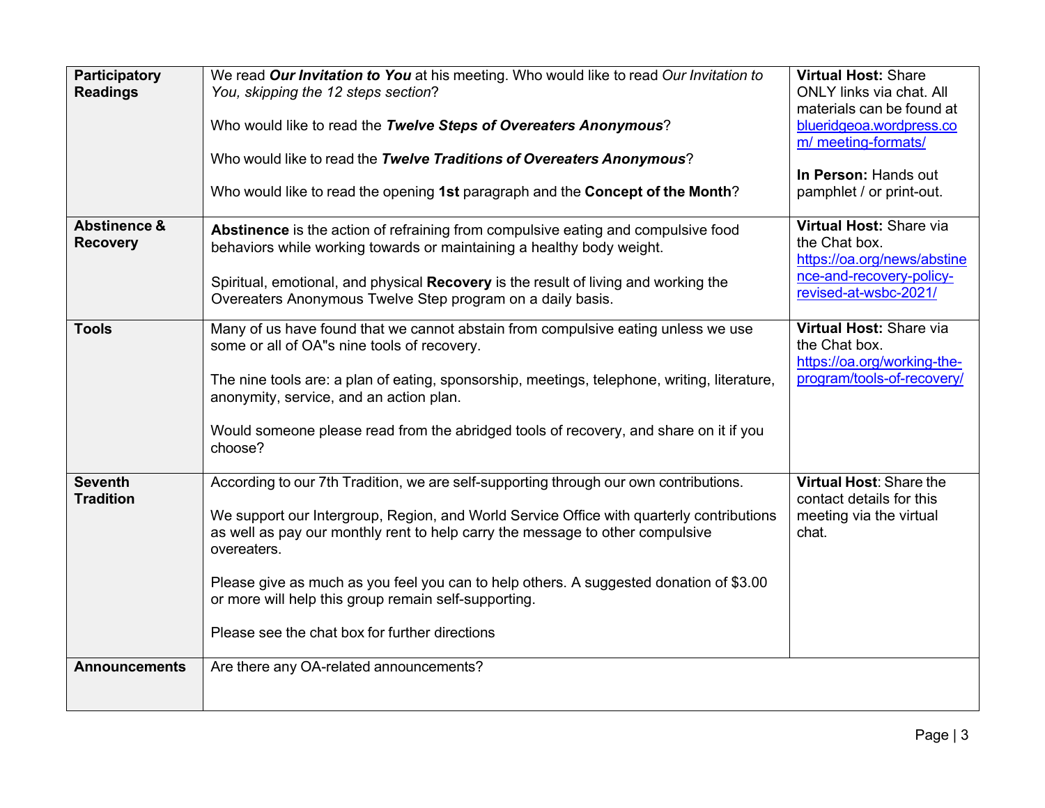| | | |
|---|---|---|
| **Participatory Readings** | We read ***Our Invitation to You*** at his meeting. Who would like to read *Our Invitation to You, skipping the 12 steps section*?<br><br>Who would like to read the ***Twelve Steps of Overeaters Anonymous***?<br><br>Who would like to read the ***Twelve Traditions of Overeaters Anonymous***?<br><br>Who would like to read the opening **1st** paragraph and the **Concept of the Month**? | **Virtual Host:** Share ONLY links via chat. All materials can be found at [blueridgeoa.wordpress.com/ meeting-formats/](blueridgeoa.wordpress.com/meeting-formats/)<br><br>**In Person:** Hands out pamphlet / or print-out. |
| **Abstinence & Recovery** | **Abstinence** is the action of refraining from compulsive eating and compulsive food behaviors while working towards or maintaining a healthy body weight.<br><br>Spiritual, emotional, and physical **Recovery** is the result of living and working the Overeaters Anonymous Twelve Step program on a daily basis. | **Virtual Host:** Share via the Chat box. [https://oa.org/news/abstinence-and-recovery-policy-revised-at-wsbc-2021/](https://oa.org/news/abstinence-and-recovery-policy-revised-at-wsbc-2021/) |
| **Tools** | Many of us have found that we cannot abstain from compulsive eating unless we use some or all of OA"s nine tools of recovery.<br><br>The nine tools are: a plan of eating, sponsorship, meetings, telephone, writing, literature, anonymity, service, and an action plan.<br><br>Would someone please read from the abridged tools of recovery, and share on it if you choose? | **Virtual Host:** Share via the Chat box. [https://oa.org/working-the-program/tools-of-recovery/](https://oa.org/working-the-program/tools-of-recovery/) |
| **Seventh Tradition** | According to our 7th Tradition, we are self-supporting through our own contributions.<br><br>We support our Intergroup, Region, and World Service Office with quarterly contributions as well as pay our monthly rent to help carry the message to other compulsive overeaters.<br><br>Please give as much as you feel you can to help others. A suggested donation of $3.00 or more will help this group remain self-supporting.<br><br>Please see the chat box for further directions | **Virtual Host**: Share the contact details for this meeting via the virtual chat. |
| **Announcements** | Are there any OA-related announcements? | |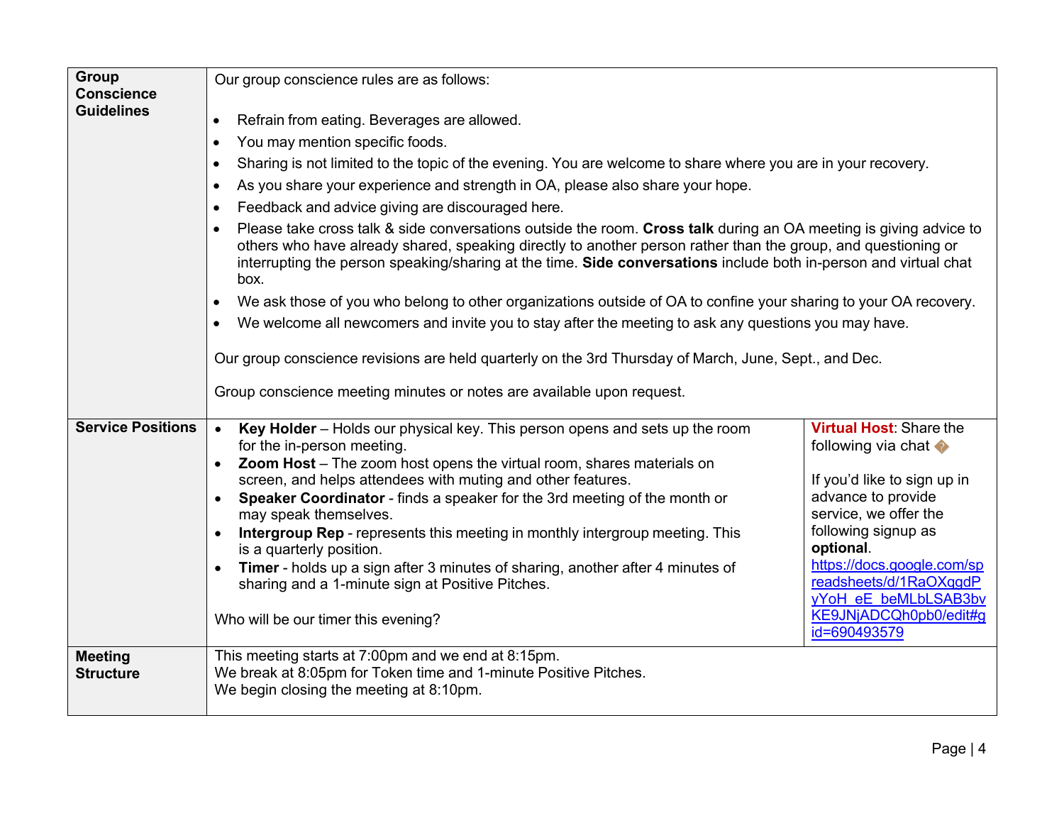| | | |
|---|---|---|
| **Group Conscience Guidelines** | Our group conscience rules are as follows:<br><br>• Refrain from eating. Beverages are allowed.<br>• You may mention specific foods.<br>• Sharing is not limited to the topic of the evening. You are welcome to share where you are in your recovery.<br>• As you share your experience and strength in OA, please also share your hope.<br>• Feedback and advice giving are discouraged here.<br>• Please take cross talk & side conversations outside the room. **Cross talk** during an OA meeting is giving advice to others who have already shared, speaking directly to another person rather than the group, and questioning or interrupting the person speaking/sharing at the time. **Side conversations** include both in-person and virtual chat box.<br>• We ask those of you who belong to other organizations outside of OA to confine your sharing to your OA recovery.<br>• We welcome all newcomers and invite you to stay after the meeting to ask any questions you may have.<br><br>Our group conscience revisions are held quarterly on the 3rd Thursday of March, June, Sept., and Dec.<br><br>Group conscience meeting minutes or notes are available upon request. | |
| **Service Positions** | • **Key Holder** – Holds our physical key. This person opens and sets up the room for the in-person meeting.<br>• **Zoom Host** – The zoom host opens the virtual room, shares materials on screen, and helps attendees with muting and other features.<br>• **Speaker Coordinator** - finds a speaker for the 3rd meeting of the month or may speak themselves.<br>• **Intergroup Rep** - represents this meeting in monthly intergroup meeting. This is a quarterly position.<br>• **Timer** - holds up a sign after 3 minutes of sharing, another after 4 minutes of sharing and a 1-minute sign at Positive Pitches.<br><br>Who will be our timer this evening? | **Virtual Host**: Share the following via chat �<br><br>If you'd like to sign up in advance to provide service, we offer the following signup as **optional**. https://docs.google.com/spreadsheets/d/1RaOXqgdPyYoH_eE_beMLbLSAB3bvKE9JNjADCQh0pb0/edit#gid=690493579 |
| **Meeting Structure** | This meeting starts at 7:00pm and we end at 8:15pm.<br>We break at 8:05pm for Token time and 1-minute Positive Pitches.<br>We begin closing the meeting at 8:10pm. | |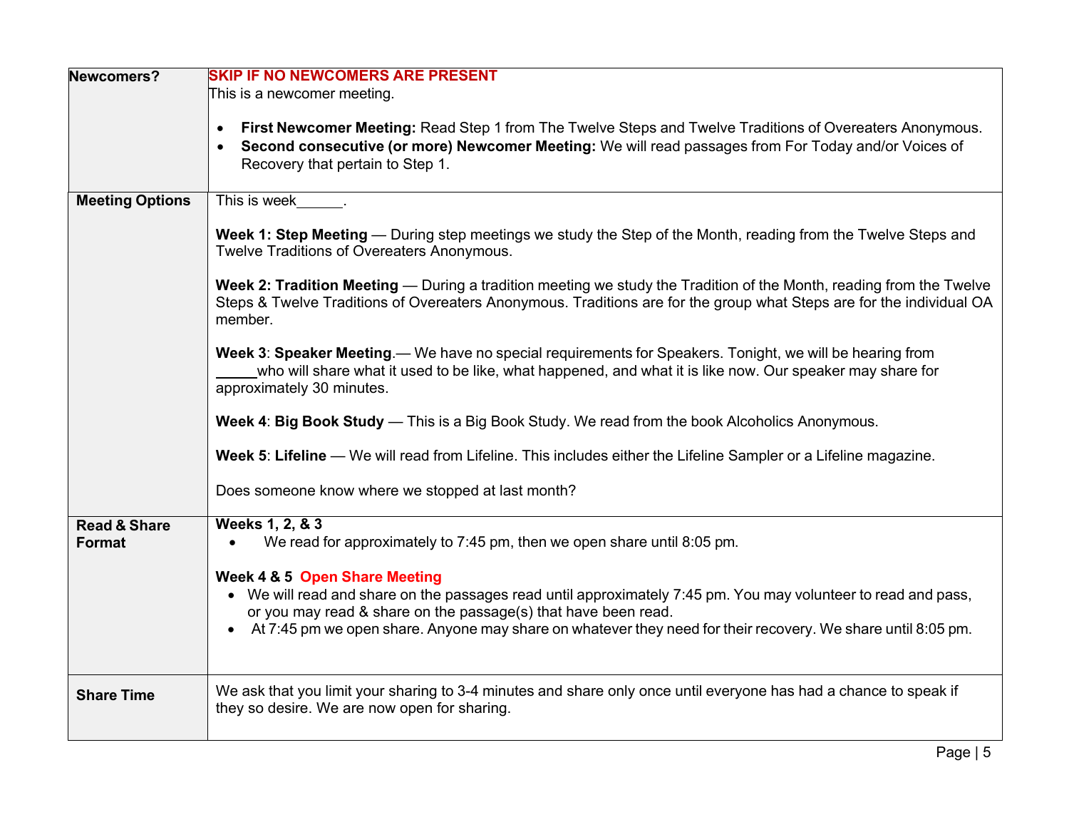| | |
|---|---|
| **Newcomers?** | **SKIP IF NO NEWCOMERS ARE PRESENT**<br>This is a newcomer meeting.<br><br>• **First Newcomer Meeting:** Read Step 1 from The Twelve Steps and Twelve Traditions of Overeaters Anonymous.<br>• **Second consecutive (or more) Newcomer Meeting:** We will read passages from For Today and/or Voices of Recovery that pertain to Step 1. |
| **Meeting Options** | This is week______.<br><br>**Week 1: Step Meeting** — During step meetings we study the Step of the Month, reading from the Twelve Steps and Twelve Traditions of Overeaters Anonymous.<br><br>**Week 2: Tradition Meeting** — During a tradition meeting we study the Tradition of the Month, reading from the Twelve Steps & Twelve Traditions of Overeaters Anonymous. Traditions are for the group what Steps are for the individual OA member.<br><br>**Week 3**: **Speaker Meeting**.— We have no special requirements for Speakers. Tonight, we will be hearing from _____who will share what it used to be like, what happened, and what it is like now. Our speaker may share for approximately 30 minutes.<br><br>**Week 4**: **Big Book Study** — This is a Big Book Study. We read from the book Alcoholics Anonymous.<br><br>**Week 5**: **Lifeline** — We will read from Lifeline. This includes either the Lifeline Sampler or a Lifeline magazine.<br><br>Does someone know where we stopped at last month? |
| **Read & Share Format** | **Weeks 1, 2, & 3**<br>• We read for approximately to 7:45 pm, then we open share until 8:05 pm.<br><br>**Week 4 & 5 Open Share Meeting**<br>• We will read and share on the passages read until approximately 7:45 pm. You may volunteer to read and pass, or you may read & share on the passage(s) that have been read.<br>• At 7:45 pm we open share. Anyone may share on whatever they need for their recovery. We share until 8:05 pm. |
| **Share Time** | We ask that you limit your sharing to 3-4 minutes and share only once until everyone has had a chance to speak if they so desire. We are now open for sharing. |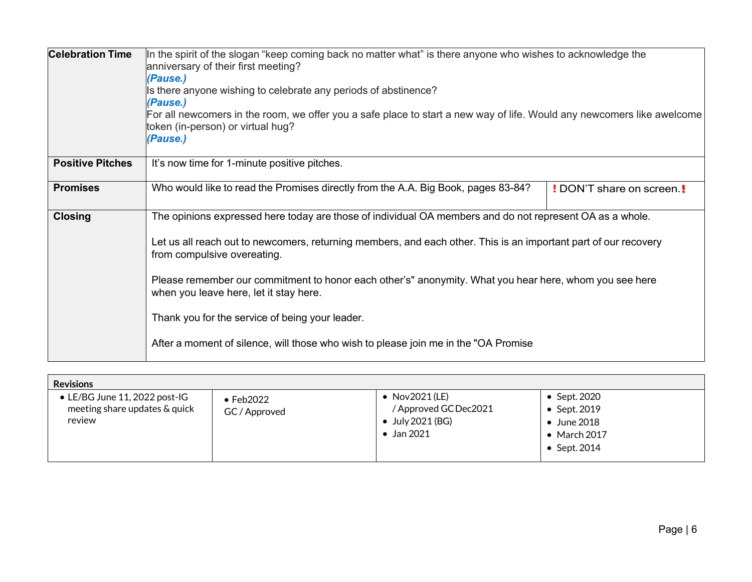| | | |
|---|---|---|
| **Celebration Time** | In the spirit of the slogan “keep coming back no matter what” is there anyone who wishes to acknowledge the anniversary of their first meeting?<br>***(Pause.)***<br>Is there anyone wishing to celebrate any periods of abstinence?<br>***(Pause.)***<br>For all newcomers in the room, we offer you a safe place to start a new way of life. Would any newcomers like awelcome token (in-person) or virtual hug?<br>***(Pause.)*** | |
| **Positive Pitches** | It’s now time for 1-minute positive pitches. | |
| **Promises** | Who would like to read the Promises directly from the A.A. Big Book, pages 83-84? | ! DON’T share on screen.! |
| **Closing** | The opinions expressed here today are those of individual OA members and do not represent OA as a whole.<br><br>Let us all reach out to newcomers, returning members, and each other. This is an important part of our recovery from compulsive overeating.<br><br>Please remember our commitment to honor each other’s" anonymity. What you hear here, whom you see here when you leave here, let it stay here.<br><br>Thank you for the service of being your leader.<br><br>After a moment of silence, will those who wish to please join me in the "OA Promise | |

| **Revisions** | | | |
|---|---|---|---|
| • LE/BG June 11, 2022 post-IG meeting share updates & quick review | • Feb2022<br>GC / Approved | • Nov2021 (LE)<br>/ Approved GC Dec2021<br>• July 2021 (BG)<br>• Jan 2021 | • Sept. 2020<br>• Sept. 2019<br>• June 2018<br>• March 2017<br>• Sept. 2014 |